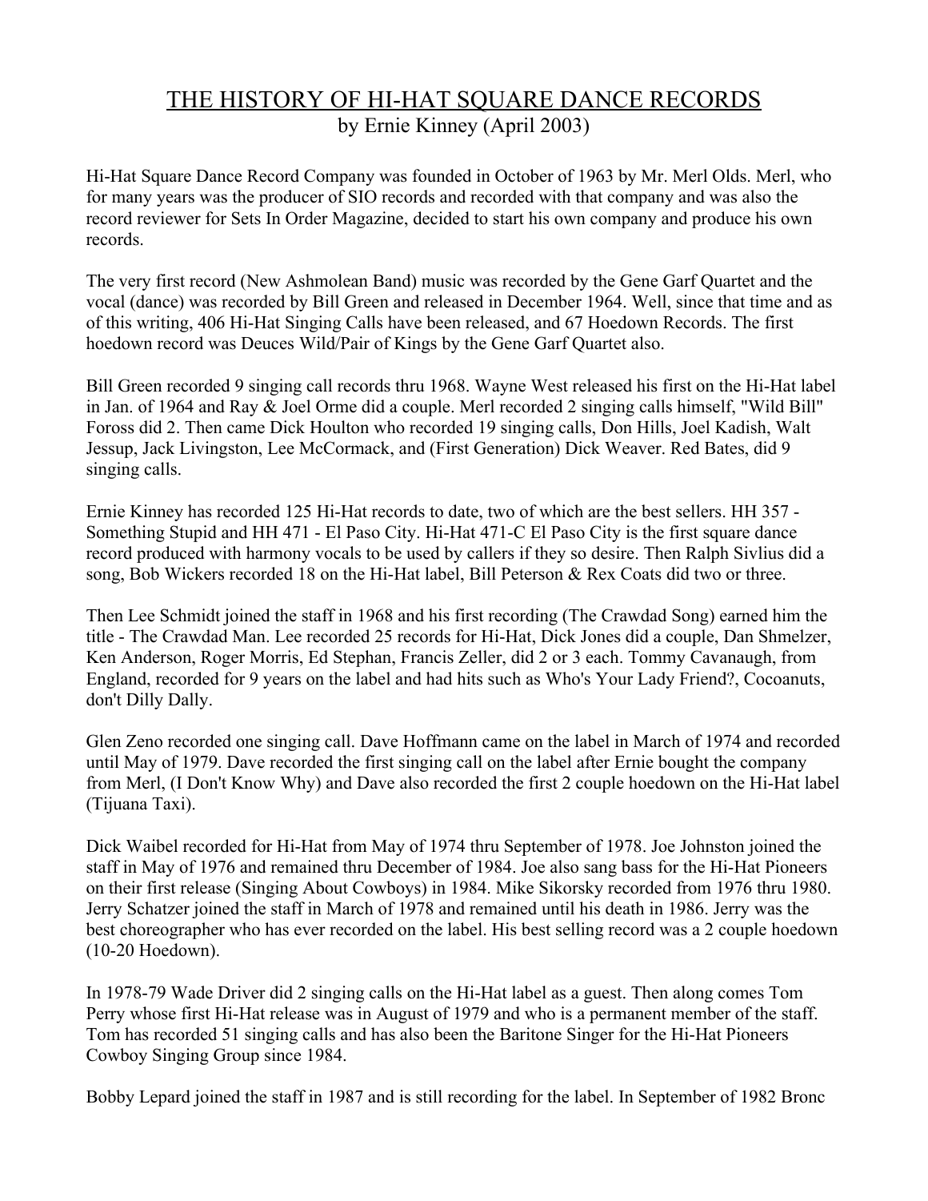# THE HISTORY OF HI-HAT SQUARE DANCE RECORDS

by Ernie Kinney (April 2003)

Hi-Hat Square Dance Record Company was founded in October of 1963 by Mr. Merl Olds. Merl, who for many years was the producer of SIO records and recorded with that company and was also the record reviewer for Sets In Order Magazine, decided to start his own company and produce his own records.

The very first record (New Ashmolean Band) music was recorded by the Gene Garf Quartet and the vocal (dance) was recorded by Bill Green and released in December 1964. Well, since that time and as of this writing, 406 Hi-Hat Singing Calls have been released, and 67 Hoedown Records. The first hoedown record was Deuces Wild/Pair of Kings by the Gene Garf Quartet also.

Bill Green recorded 9 singing call records thru 1968. Wayne West released his first on the Hi-Hat label in Jan. of 1964 and Ray & Joel Orme did a couple. Merl recorded 2 singing calls himself, "Wild Bill" Foross did 2. Then came Dick Houlton who recorded 19 singing calls, Don Hills, Joel Kadish, Walt Jessup, Jack Livingston, Lee McCormack, and (First Generation) Dick Weaver. Red Bates, did 9 singing calls.

Ernie Kinney has recorded 125 Hi-Hat records to date, two of which are the best sellers. HH 357 - Something Stupid and HH 471 - El Paso City. Hi-Hat 471-C El Paso City is the first square dance record produced with harmony vocals to be used by callers if they so desire. Then Ralph Sivlius did a song, Bob Wickers recorded 18 on the Hi-Hat label, Bill Peterson & Rex Coats did two or three.

Then Lee Schmidt joined the staff in 1968 and his first recording (The Crawdad Song) earned him the title - The Crawdad Man. Lee recorded 25 records for Hi-Hat, Dick Jones did a couple, Dan Shmelzer, Ken Anderson, Roger Morris, Ed Stephan, Francis Zeller, did 2 or 3 each. Tommy Cavanaugh, from England, recorded for 9 years on the label and had hits such as Who's Your Lady Friend?, Cocoanuts, don't Dilly Dally.

Glen Zeno recorded one singing call. Dave Hoffmann came on the label in March of 1974 and recorded until May of 1979. Dave recorded the first singing call on the label after Ernie bought the company from Merl, (I Don't Know Why) and Dave also recorded the first 2 couple hoedown on the Hi-Hat label (Tijuana Taxi).

Dick Waibel recorded for Hi-Hat from May of 1974 thru September of 1978. Joe Johnston joined the staff in May of 1976 and remained thru December of 1984. Joe also sang bass for the Hi-Hat Pioneers on their first release (Singing About Cowboys) in 1984. Mike Sikorsky recorded from 1976 thru 1980. Jerry Schatzer joined the staff in March of 1978 and remained until his death in 1986. Jerry was the best choreographer who has ever recorded on the label. His best selling record was a 2 couple hoedown (10-20 Hoedown).

In 1978-79 Wade Driver did 2 singing calls on the Hi-Hat label as a guest. Then along comes Tom Perry whose first Hi-Hat release was in August of 1979 and who is a permanent member of the staff. Tom has recorded 51 singing calls and has also been the Baritone Singer for the Hi-Hat Pioneers Cowboy Singing Group since 1984.

Bobby Lepard joined the staff in 1987 and is still recording for the label. In September of 1982 Bronc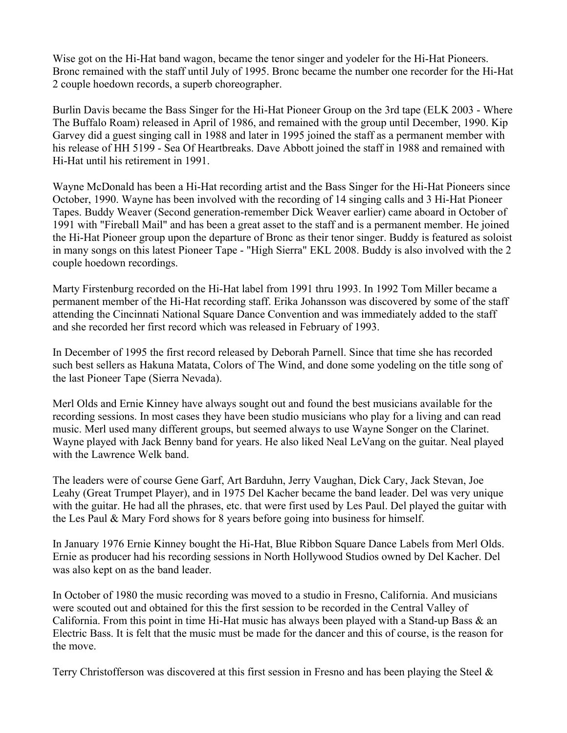Wise got on the Hi-Hat band wagon, became the tenor singer and yodeler for the Hi-Hat Pioneers. Bronc remained with the staff until July of 1995. Bronc became the number one recorder for the Hi-Hat 2 couple hoedown records, a superb choreographer.

Burlin Davis became the Bass Singer for the Hi-Hat Pioneer Group on the 3rd tape (ELK 2003 - Where The Buffalo Roam) released in April of 1986, and remained with the group until December, 1990. Kip Garvey did a guest singing call in 1988 and later in 1995 joined the staff as a permanent member with his release of HH 5199 - Sea Of Heartbreaks. Dave Abbott joined the staff in 1988 and remained with Hi-Hat until his retirement in 1991.

Wayne McDonald has been a Hi-Hat recording artist and the Bass Singer for the Hi-Hat Pioneers since October, 1990. Wayne has been involved with the recording of 14 singing calls and 3 Hi-Hat Pioneer Tapes. Buddy Weaver (Second generation-remember Dick Weaver earlier) came aboard in October of 1991 with "Fireball Mail" and has been a great asset to the staff and is a permanent member. He joined the Hi-Hat Pioneer group upon the departure of Bronc as their tenor singer. Buddy is featured as soloist in many songs on this latest Pioneer Tape - "High Sierra" EKL 2008. Buddy is also involved with the 2 couple hoedown recordings.

Marty Firstenburg recorded on the Hi-Hat label from 1991 thru 1993. In 1992 Tom Miller became a permanent member of the Hi-Hat recording staff. Erika Johansson was discovered by some of the staff attending the Cincinnati National Square Dance Convention and was immediately added to the staff and she recorded her first record which was released in February of 1993.

In December of 1995 the first record released by Deborah Parnell. Since that time she has recorded such best sellers as Hakuna Matata, Colors of The Wind, and done some yodeling on the title song of the last Pioneer Tape (Sierra Nevada).

Merl Olds and Ernie Kinney have always sought out and found the best musicians available for the recording sessions. In most cases they have been studio musicians who play for a living and can read music. Merl used many different groups, but seemed always to use Wayne Songer on the Clarinet. Wayne played with Jack Benny band for years. He also liked Neal LeVang on the guitar. Neal played with the Lawrence Welk band.

The leaders were of course Gene Garf, Art Barduhn, Jerry Vaughan, Dick Cary, Jack Stevan, Joe Leahy (Great Trumpet Player), and in 1975 Del Kacher became the band leader. Del was very unique with the guitar. He had all the phrases, etc. that were first used by Les Paul. Del played the guitar with the Les Paul & Mary Ford shows for 8 years before going into business for himself.

In January 1976 Ernie Kinney bought the Hi-Hat, Blue Ribbon Square Dance Labels from Merl Olds. Ernie as producer had his recording sessions in North Hollywood Studios owned by Del Kacher. Del was also kept on as the band leader.

In October of 1980 the music recording was moved to a studio in Fresno, California. And musicians were scouted out and obtained for this the first session to be recorded in the Central Valley of California. From this point in time Hi-Hat music has always been played with a Stand-up Bass & an Electric Bass. It is felt that the music must be made for the dancer and this of course, is the reason for the move.

Terry Christofferson was discovered at this first session in Fresno and has been playing the Steel &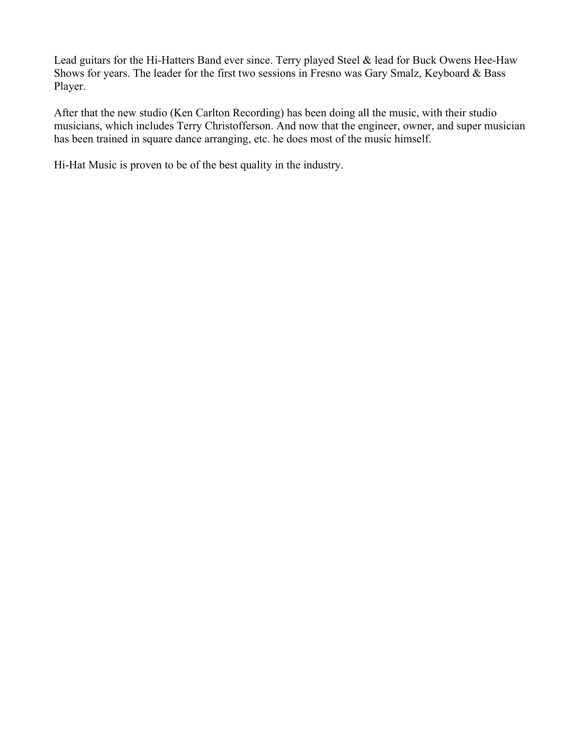Lead guitars for the Hi-Hatters Band ever since. Terry played Steel & lead for Buck Owens Hee-Haw Shows for years. The leader for the first two sessions in Fresno was Gary Smalz, Keyboard & Bass Player.

After that the new studio (Ken Carlton Recording) has been doing all the music, with their studio musicians, which includes Terry Christofferson. And now that the engineer, owner, and super musician has been trained in square dance arranging, etc. he does most of the music himself.

Hi-Hat Music is proven to be of the best quality in the industry.